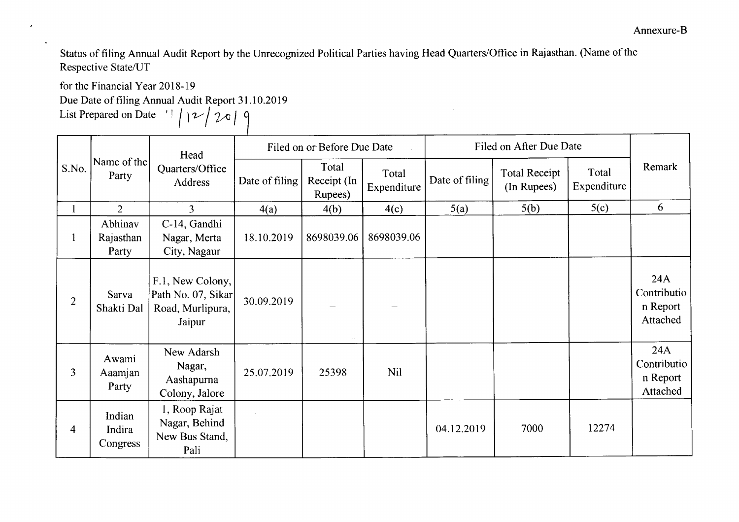Annexure-B

Status of filing Annual Audit Report by the Unrecognized Political Parties having Head Quarters/Office in Rajasthan. (Name of the Respective State/UT

for the Financial Year 2018-19

Due Date of filing Annual Audit Report 31.10.2019

List Prepared on Date 11/12/2019

| S.No. | Name of the Party | Head Quarters/Office Address | Filed on or Before Due Date | | | Filed on After Due Date | | | Remark |
|---|---|---|---|---|---|---|---|---|---|
| | | | Date of filing | Total Receipt (In Rupees) | Total Expenditure | Date of filing | Total Receipt (In Rupees) | Total Expenditure | |
| 1 | 2 | 3 | 4(a) | 4(b) | 4(c) | 5(a) | 5(b) | 5(c) | 6 |
| 1 | Abhinav Rajasthan Party | C-14, Gandhi Nagar, Merta City, Nagaur | 18.10.2019 | 8698039.06 | 8698039.06 | | | | |
| 2 | Sarva Shakti Dal | F.1, New Colony, Path No. 07, Sikar Road, Murlipura, Jaipur | 30.09.2019 | – | – | | | | 24A Contribution Report Attached |
| 3 | Awami Aaamjan Party | New Adarsh Nagar, Aashapurna Colony, Jalore | 25.07.2019 | 25398 | Nil | | | | 24A Contribution Report Attached |
| 4 | Indian Indira Congress | 1, Roop Rajat Nagar, Behind New Bus Stand, Pali | | | | 04.12.2019 | 7000 | 12274 | |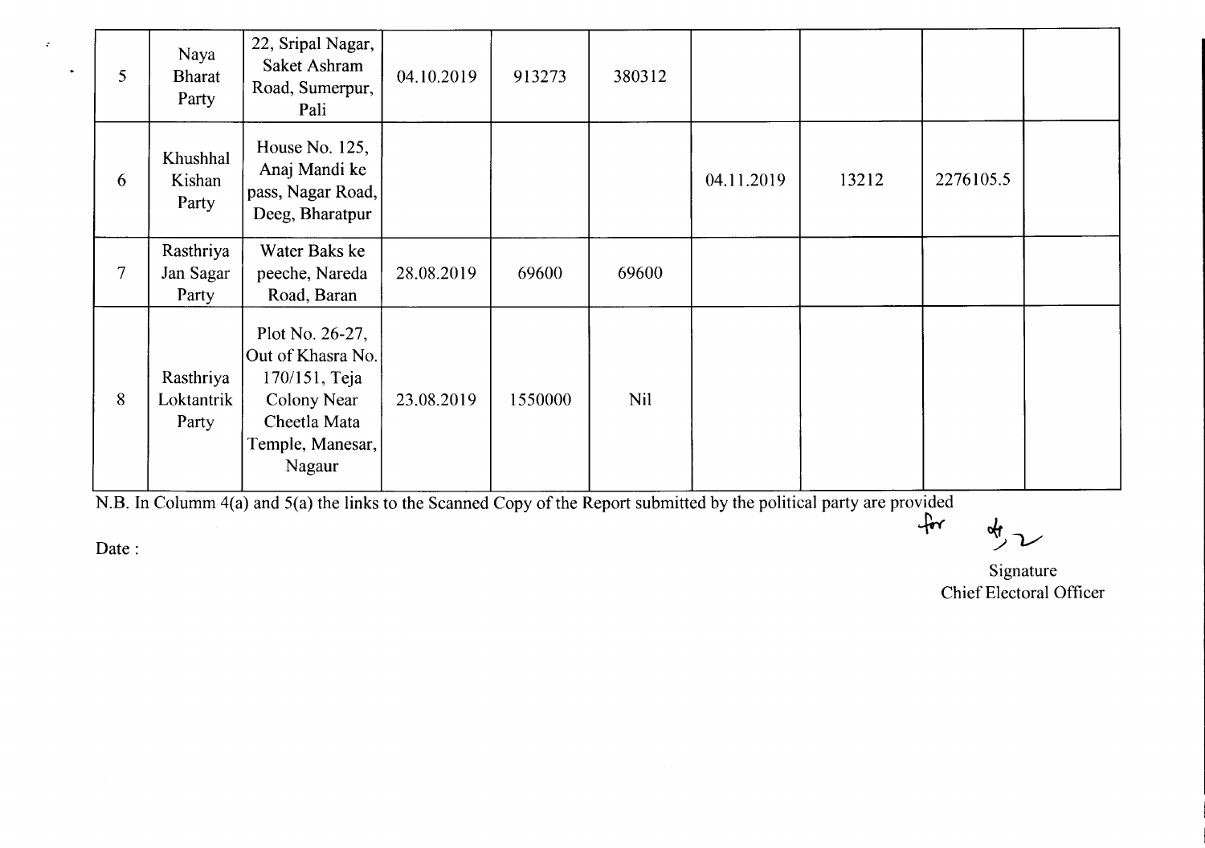| | | | | | | | | | |
|---|---|---|---|---|---|---|---|---|---|
| 5 | Naya Bharat Party | 22, Sripal Nagar, Saket Ashram Road, Sumerpur, Pali | 04.10.2019 | 913273 | 380312 | | | | |
| 6 | Khushhal Kishan Party | House No. 125, Anaj Mandi ke pass, Nagar Road, Deeg, Bharatpur | | | | 04.11.2019 | 13212 | 2276105.5 | |
| 7 | Rasthriya Jan Sagar Party | Water Baks ke peeche, Nareda Road, Baran | 28.08.2019 | 69600 | 69600 | | | | |
| 8 | Rasthriya Loktantrik Party | Plot No. 26-27, Out of Khasra No. 170/151, Teja Colony Near Cheetla Mata Temple, Manesar, Nagaur | 23.08.2019 | 1550000 | Nil | | | | |

N.B. In Columm 4(a) and 5(a) the links to the Scanned Copy of the Report submitted by the political party are provided

Date :

for

Signature
Chief Electoral Officer